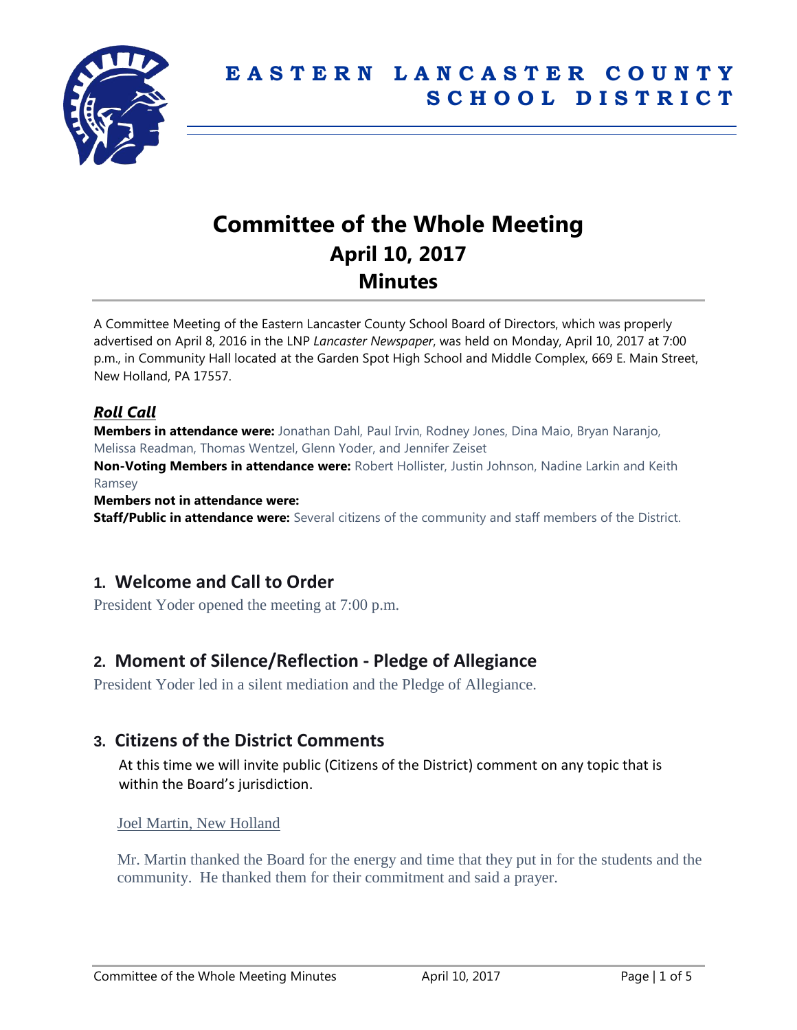# EASTERN LANCASTER COUNTY SCHOOL DISTRICT

# Committee of the Whole Meeting
## April 10, 2017
## Minutes

A Committee Meeting of the Eastern Lancaster County School Board of Directors, which was properly advertised on April 8, 2016 in the LNP *Lancaster Newspaper*, was held on Monday, April 10, 2017 at 7:00 p.m., in Community Hall located at the Garden Spot High School and Middle Complex, 669 E. Main Street, New Holland, PA 17557.

### ***Roll Call***

**Members in attendance were:** Jonathan Dahl, Paul Irvin, Rodney Jones, Dina Maio, Bryan Naranjo, Melissa Readman, Thomas Wentzel, Glenn Yoder, and Jennifer Zeiset

**Non-Voting Members in attendance were:** Robert Hollister, Justin Johnson, Nadine Larkin and Keith Ramsey

**Members not in attendance were:**

**Staff/Public in attendance were:** Several citizens of the community and staff members of the District.

## 1. Welcome and Call to Order

President Yoder opened the meeting at 7:00 p.m.

## 2. Moment of Silence/Reflection - Pledge of Allegiance

President Yoder led in a silent mediation and the Pledge of Allegiance.

## 3. Citizens of the District Comments

At this time we will invite public (Citizens of the District) comment on any topic that is within the Board's jurisdiction.

Joel Martin, New Holland

Mr. Martin thanked the Board for the energy and time that they put in for the students and the community. He thanked them for their commitment and said a prayer.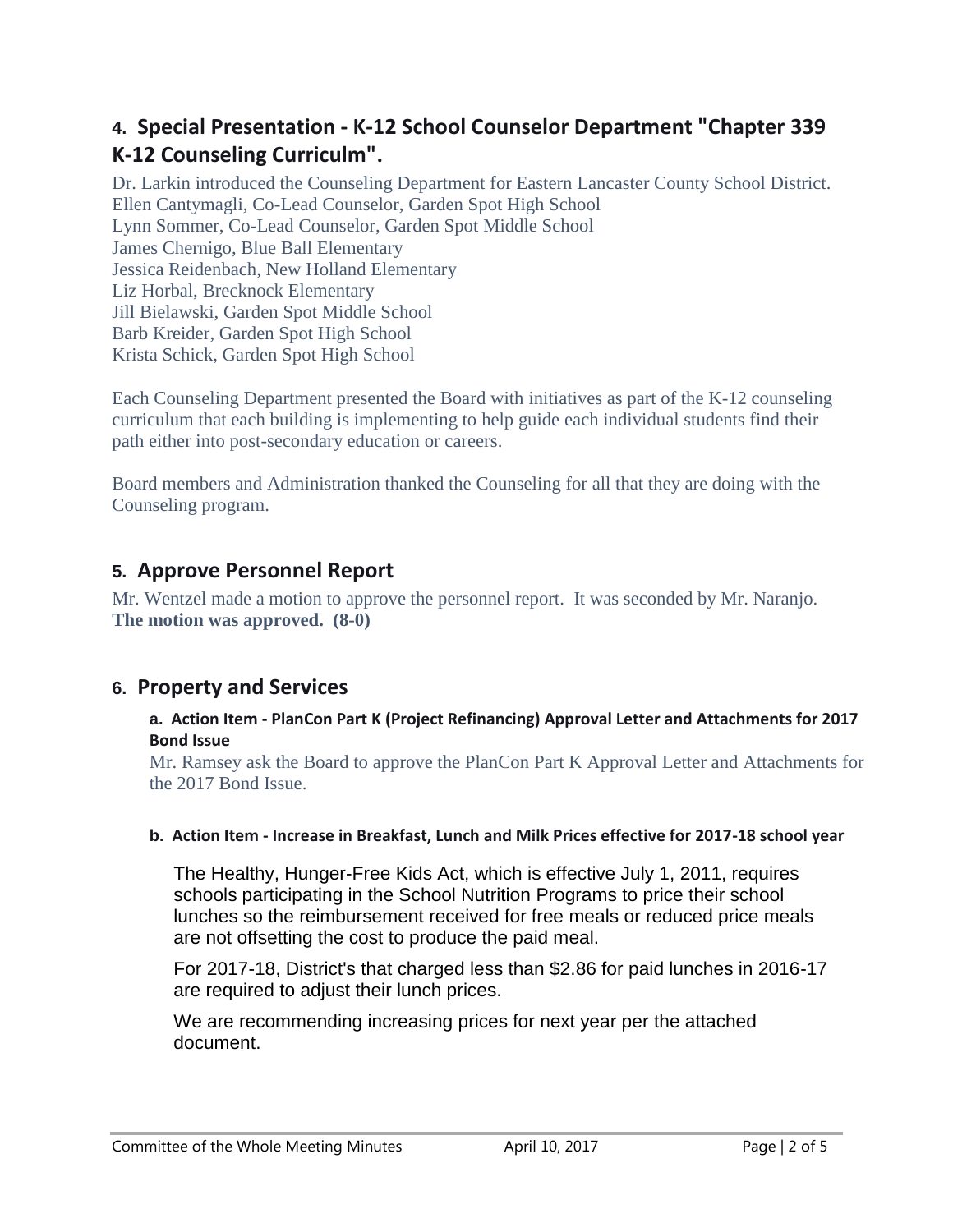## 4. Special Presentation - K-12 School Counselor Department "Chapter 339 K-12 Counseling Curriculm".

Dr. Larkin introduced the Counseling Department for Eastern Lancaster County School District.
Ellen Cantymagli, Co-Lead Counselor, Garden Spot High School
Lynn Sommer, Co-Lead Counselor, Garden Spot Middle School
James Chernigo, Blue Ball Elementary
Jessica Reidenbach, New Holland Elementary
Liz Horbal, Brecknock Elementary
Jill Bielawski, Garden Spot Middle School
Barb Kreider, Garden Spot High School
Krista Schick, Garden Spot High School

Each Counseling Department presented the Board with initiatives as part of the K-12 counseling curriculum that each building is implementing to help guide each individual students find their path either into post-secondary education or careers.

Board members and Administration thanked the Counseling for all that they are doing with the Counseling program.

## 5. Approve Personnel Report

Mr. Wentzel made a motion to approve the personnel report. It was seconded by Mr. Naranjo.
**The motion was approved. (8-0)**

## 6. Property and Services

#### a. Action Item - PlanCon Part K (Project Refinancing) Approval Letter and Attachments for 2017 Bond Issue

Mr. Ramsey ask the Board to approve the PlanCon Part K Approval Letter and Attachments for the 2017 Bond Issue.

#### b. Action Item - Increase in Breakfast, Lunch and Milk Prices effective for 2017-18 school year

The Healthy, Hunger-Free Kids Act, which is effective July 1, 2011, requires schools participating in the School Nutrition Programs to price their school lunches so the reimbursement received for free meals or reduced price meals are not offsetting the cost to produce the paid meal.

For 2017-18, District's that charged less than $2.86 for paid lunches in 2016-17 are required to adjust their lunch prices.

We are recommending increasing prices for next year per the attached document.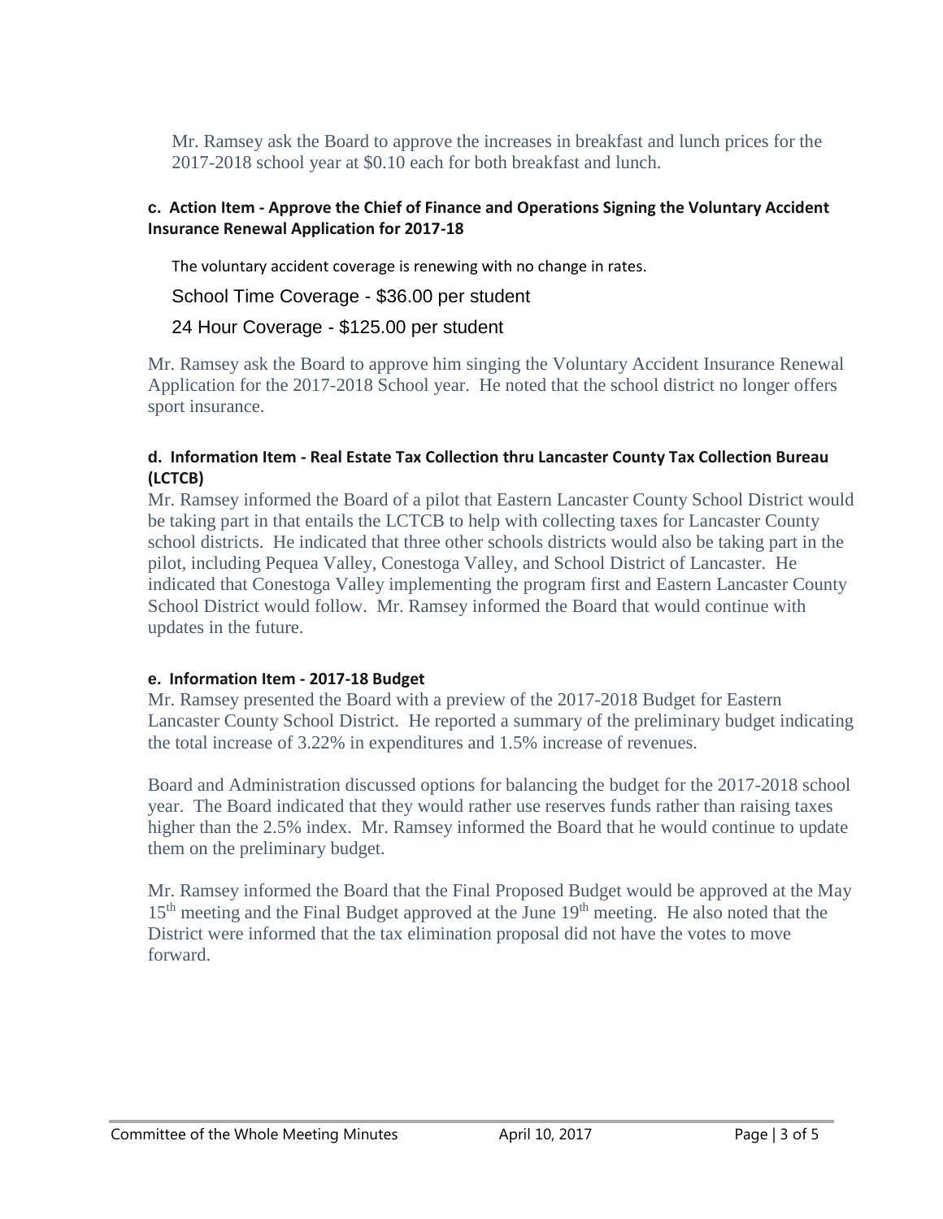Mr. Ramsey ask the Board to approve the increases in breakfast and lunch prices for the 2017-2018 school year at $0.10 each for both breakfast and lunch.

**c. Action Item - Approve the Chief of Finance and Operations Signing the Voluntary Accident Insurance Renewal Application for 2017-18**

The voluntary accident coverage is renewing with no change in rates.

School Time Coverage - $36.00 per student

24 Hour Coverage - $125.00 per student

Mr. Ramsey ask the Board to approve him singing the Voluntary Accident Insurance Renewal Application for the 2017-2018 School year. He noted that the school district no longer offers sport insurance.

**d. Information Item - Real Estate Tax Collection thru Lancaster County Tax Collection Bureau (LCTCB)**

Mr. Ramsey informed the Board of a pilot that Eastern Lancaster County School District would be taking part in that entails the LCTCB to help with collecting taxes for Lancaster County school districts. He indicated that three other schools districts would also be taking part in the pilot, including Pequea Valley, Conestoga Valley, and School District of Lancaster. He indicated that Conestoga Valley implementing the program first and Eastern Lancaster County School District would follow. Mr. Ramsey informed the Board that would continue with updates in the future.

**e. Information Item - 2017-18 Budget**

Mr. Ramsey presented the Board with a preview of the 2017-2018 Budget for Eastern Lancaster County School District. He reported a summary of the preliminary budget indicating the total increase of 3.22% in expenditures and 1.5% increase of revenues.

Board and Administration discussed options for balancing the budget for the 2017-2018 school year. The Board indicated that they would rather use reserves funds rather than raising taxes higher than the 2.5% index. Mr. Ramsey informed the Board that he would continue to update them on the preliminary budget.

Mr. Ramsey informed the Board that the Final Proposed Budget would be approved at the May 15th meeting and the Final Budget approved at the June 19th meeting. He also noted that the District were informed that the tax elimination proposal did not have the votes to move forward.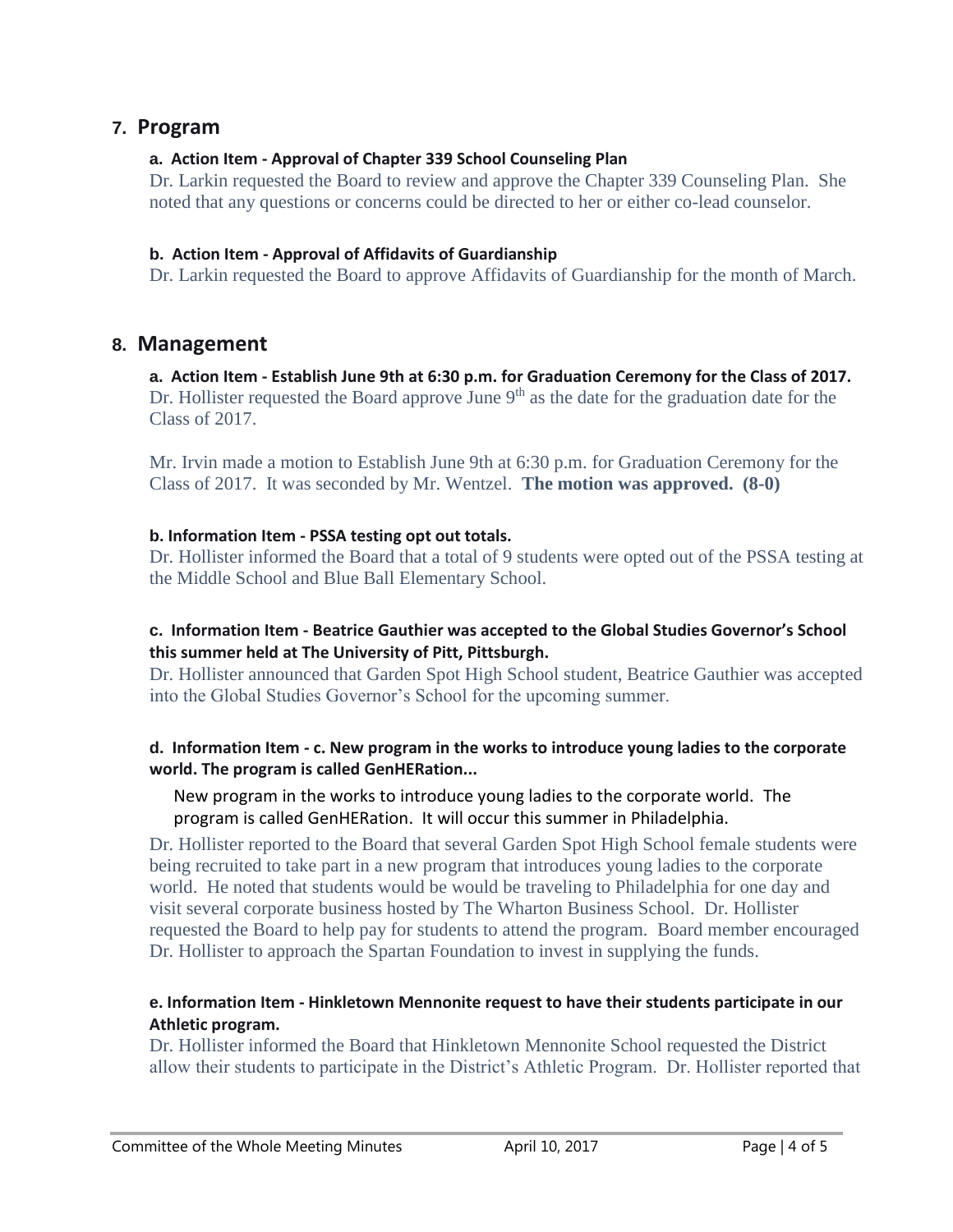## 7. Program

### a. Action Item - Approval of Chapter 339 School Counseling Plan

Dr. Larkin requested the Board to review and approve the Chapter 339 Counseling Plan. She noted that any questions or concerns could be directed to her or either co-lead counselor.

### b. Action Item - Approval of Affidavits of Guardianship

Dr. Larkin requested the Board to approve Affidavits of Guardianship for the month of March.

## 8. Management

### a. Action Item - Establish June 9th at 6:30 p.m. for Graduation Ceremony for the Class of 2017.

Dr. Hollister requested the Board approve June 9th as the date for the graduation date for the Class of 2017.

Mr. Irvin made a motion to Establish June 9th at 6:30 p.m. for Graduation Ceremony for the Class of 2017. It was seconded by Mr. Wentzel. **The motion was approved. (8-0)**

### b. Information Item - PSSA testing opt out totals.

Dr. Hollister informed the Board that a total of 9 students were opted out of the PSSA testing at the Middle School and Blue Ball Elementary School.

### c. Information Item - Beatrice Gauthier was accepted to the Global Studies Governor's School this summer held at The University of Pitt, Pittsburgh.

Dr. Hollister announced that Garden Spot High School student, Beatrice Gauthier was accepted into the Global Studies Governor's School for the upcoming summer.

### d. Information Item - c. New program in the works to introduce young ladies to the corporate world. The program is called GenHERation...

New program in the works to introduce young ladies to the corporate world. The program is called GenHERation. It will occur this summer in Philadelphia.

Dr. Hollister reported to the Board that several Garden Spot High School female students were being recruited to take part in a new program that introduces young ladies to the corporate world. He noted that students would be would be traveling to Philadelphia for one day and visit several corporate business hosted by The Wharton Business School. Dr. Hollister requested the Board to help pay for students to attend the program. Board member encouraged Dr. Hollister to approach the Spartan Foundation to invest in supplying the funds.

### e. Information Item - Hinkletown Mennonite request to have their students participate in our Athletic program.

Dr. Hollister informed the Board that Hinkletown Mennonite School requested the District allow their students to participate in the District's Athletic Program. Dr. Hollister reported that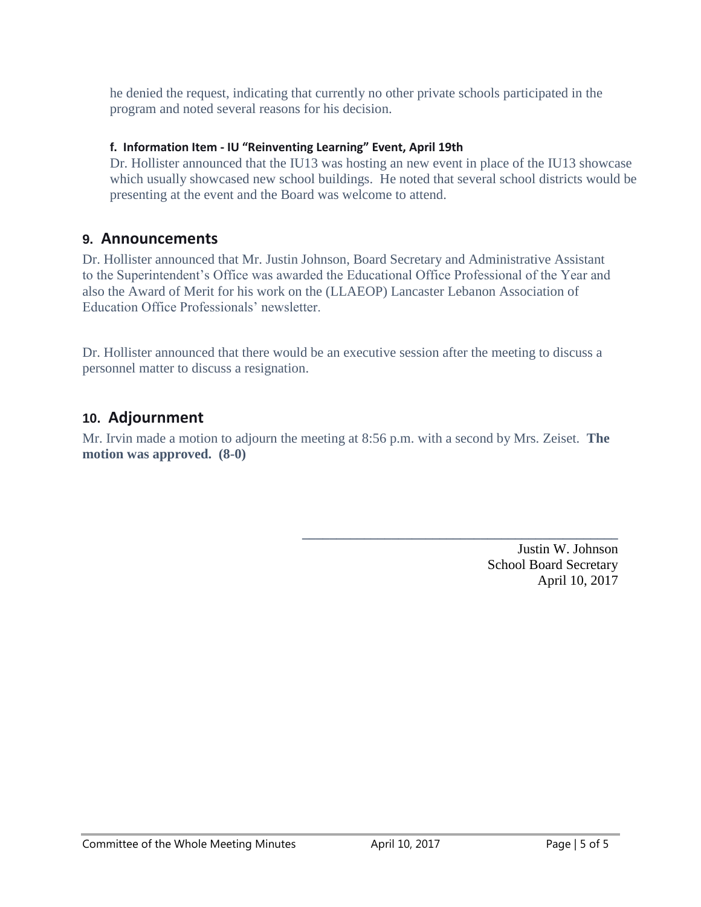he denied the request, indicating that currently no other private schools participated in the program and noted several reasons for his decision.

**f. Information Item - IU "Reinventing Learning" Event, April 19th**

Dr. Hollister announced that the IU13 was hosting an new event in place of the IU13 showcase which usually showcased new school buildings. He noted that several school districts would be presenting at the event and the Board was welcome to attend.

## 9. Announcements

Dr. Hollister announced that Mr. Justin Johnson, Board Secretary and Administrative Assistant to the Superintendent's Office was awarded the Educational Office Professional of the Year and also the Award of Merit for his work on the (LLAEOP) Lancaster Lebanon Association of Education Office Professionals' newsletter.

Dr. Hollister announced that there would be an executive session after the meeting to discuss a personnel matter to discuss a resignation.

## 10. Adjournment

Mr. Irvin made a motion to adjourn the meeting at 8:56 p.m. with a second by Mrs. Zeiset. **The motion was approved. (8-0)**

\_\_\_\_\_\_\_\_\_\_\_\_\_\_\_\_\_\_\_\_\_\_\_\_\_\_\_\_\_\_\_\_\_\_\_\_\_\_\_\_

Justin W. Johnson
School Board Secretary
April 10, 2017